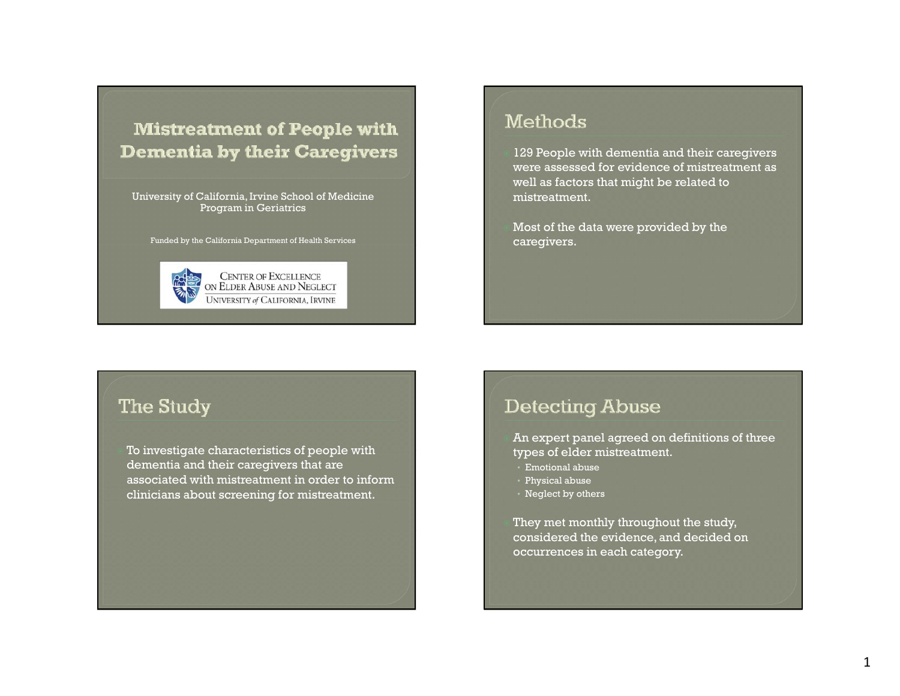# Mistreatment of People with Dementia by their Caregivers

University of California, Irvine School of Medicine
Program in Geriatrics

Funded by the California Department of Health Services

CENTER OF EXCELLENCE ON ELDER ABUSE AND NEGLECT
UNIVERSITY of CALIFORNIA, IRVINE

## Methods

- 129 People with dementia and their caregivers were assessed for evidence of mistreatment as well as factors that might be related to mistreatment.
- Most of the data were provided by the caregivers.

## The Study

- To investigate characteristics of people with dementia and their caregivers that are associated with mistreatment in order to inform clinicians about screening for mistreatment.

## Detecting Abuse

- An expert panel agreed on definitions of three types of elder mistreatment.
  - Emotional abuse
  - Physical abuse
  - Neglect by others
- They met monthly throughout the study, considered the evidence, and decided on occurrences in each category.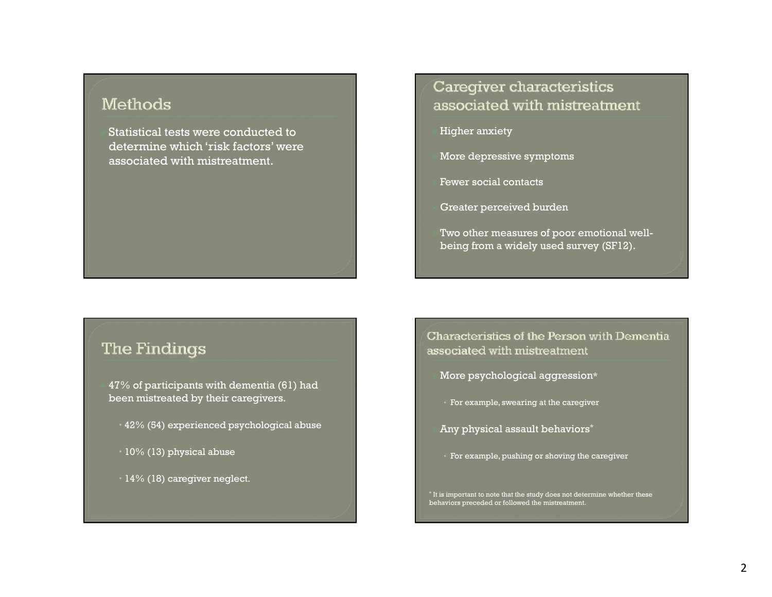## Methods

- Statistical tests were conducted to determine which 'risk factors' were associated with mistreatment.

## Caregiver characteristics associated with mistreatment

- Higher anxiety
- More depressive symptoms
- Fewer social contacts
- Greater perceived burden
- Two other measures of poor emotional well-being from a widely used survey (SF12).

## The Findings

- 47% of participants with dementia (61) had been mistreated by their caregivers.
  - 42% (54) experienced psychological abuse
  - 10% (13) physical abuse
  - 14% (18) caregiver neglect.

## Characteristics of the Person with Dementia associated with mistreatment

- More psychological aggression*
  - For example, swearing at the caregiver
- Any physical assault behaviors*
  - For example, pushing or shoving the caregiver

* It is important to note that the study does not determine whether these behaviors preceded or followed the mistreatment.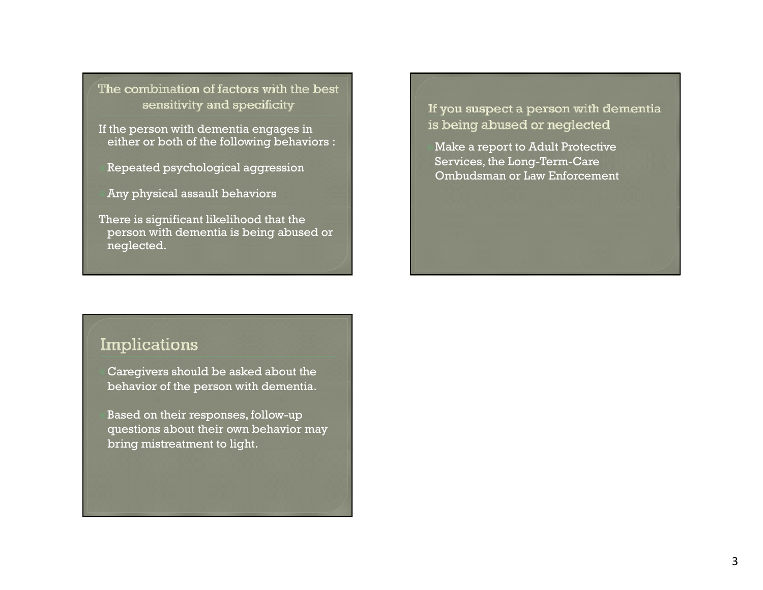## The combination of factors with the best sensitivity and specificity

If the person with dementia engages in either or both of the following behaviors :

- Repeated psychological aggression
- Any physical assault behaviors

There is significant likelihood that the person with dementia is being abused or neglected.

## If you suspect a person with dementia is being abused or neglected

- Make a report to Adult Protective Services, the Long-Term-Care Ombudsman or Law Enforcement

## Implications

- Caregivers should be asked about the behavior of the person with dementia.
- Based on their responses, follow-up questions about their own behavior may bring mistreatment to light.